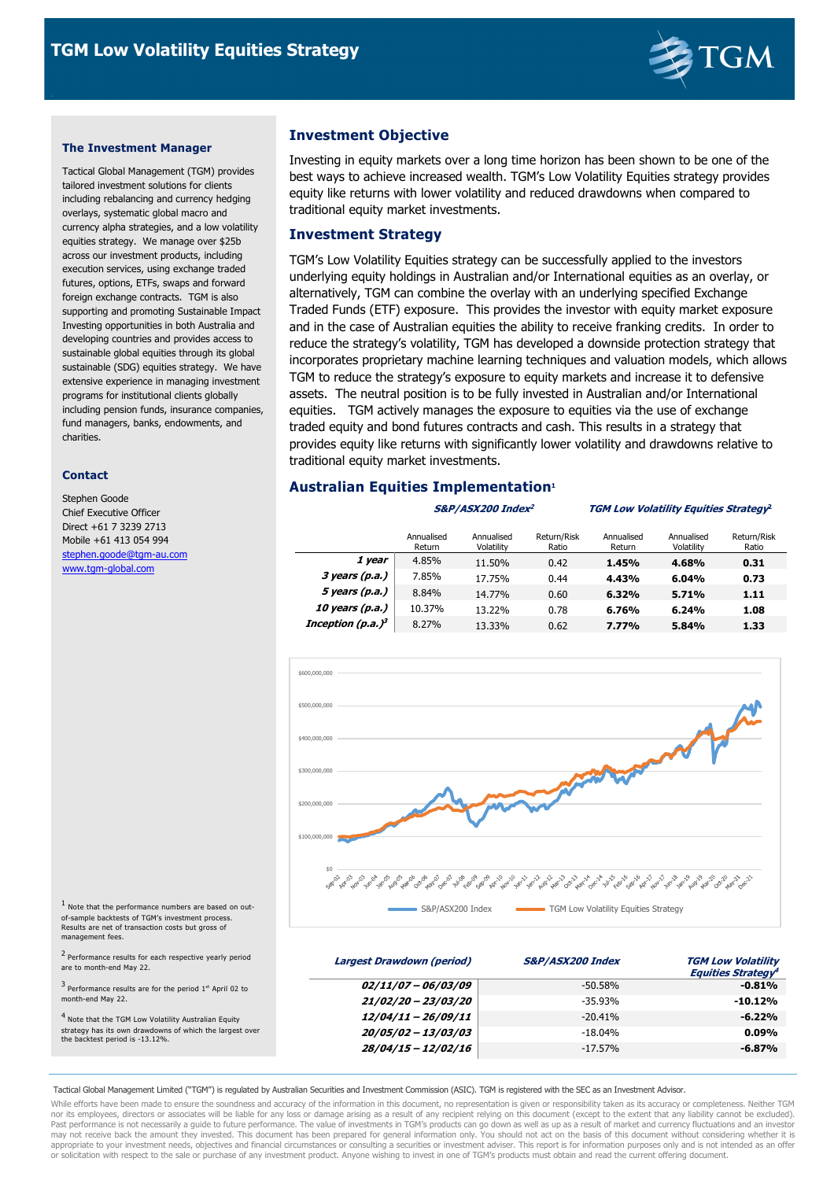# TGM Low Volatility Equities Strategy

## The Investment Manager

Tactical Global Management (TGM) provides tailored investment solutions for clients including rebalancing and currency hedging overlays, systematic global macro and currency alpha strategies, and a low volatility equities strategy. We manage over $25b across our investment products, including execution services, using exchange traded futures, options, ETFs, swaps and forward foreign exchange contracts. TGM is also supporting and promoting Sustainable Impact Investing opportunities in both Australia and developing countries and provides access to sustainable global equities through its global sustainable (SDG) equities strategy. We have extensive experience in managing investment programs for institutional clients globally including pension funds, insurance companies, fund managers, banks, endowments, and charities.

## Contact

Stephen Goode
Chief Executive Officer
Direct +61 7 3239 2713
Mobile +61 413 054 994
stephen.goode@tgm-au.com
www.tgm-global.com

## Investment Objective

Investing in equity markets over a long time horizon has been shown to be one of the best ways to achieve increased wealth. TGM's Low Volatility Equities strategy provides equity like returns with lower volatility and reduced drawdowns when compared to traditional equity market investments.

## Investment Strategy

TGM's Low Volatility Equities strategy can be successfully applied to the investors underlying equity holdings in Australian and/or International equities as an overlay, or alternatively, TGM can combine the overlay with an underlying specified Exchange Traded Funds (ETF) exposure. This provides the investor with equity market exposure and in the case of Australian equities the ability to receive franking credits. In order to reduce the strategy's volatility, TGM has developed a downside protection strategy that incorporates proprietary machine learning techniques and valuation models, which allows TGM to reduce the strategy's exposure to equity markets and increase it to defensive assets. The neutral position is to be fully invested in Australian and/or International equities. TGM actively manages the exposure to equities via the use of exchange traded equity and bond futures contracts and cash. This results in a strategy that provides equity like returns with significantly lower volatility and drawdowns relative to traditional equity market investments.

## Australian Equities Implementation[1]

| | ***S&P/ASX200 Index***[2] | | | ***TGM Low Volatility Equities Strategy***[2] | | |
|---|---|---|---|---|---|---|
| | Annualised Return | Annualised Volatility | Return/Risk Ratio | Annualised Return | Annualised Volatility | Return/Risk Ratio |
| ***1 year*** | 4.85% | 11.50% | 0.42 | **1.45%** | **4.68%** | **0.31** |
| ***3 years (p.a.)*** | 7.85% | 17.75% | 0.44 | **4.43%** | **6.04%** | **0.73** |
| ***5 years (p.a.)*** | 8.84% | 14.77% | 0.60 | **6.32%** | **5.71%** | **1.11** |
| ***10 years (p.a.)*** | 10.37% | 13.22% | 0.78 | **6.76%** | **6.24%** | **1.08** |
| ***Inception (p.a.)***[3] | 8.27% | 13.33% | 0.62 | **7.77%** | **5.84%** | **1.33** |

| ***Largest Drawdown (period)*** | ***S&P/ASX200 Index*** | ***TGM Low Volatility Equities Strategy***[4] |
|---|---|---|
| ***02/11/07 – 06/03/09*** | -50.58% | **-0.81%** |
| ***21/02/20 – 23/03/20*** | -35.93% | **-10.12%** |
| ***12/04/11 – 26/09/11*** | -20.41% | **-6.22%** |
| ***20/05/02 – 13/03/03*** | -18.04% | **0.09%** |
| ***28/04/15 – 12/02/16*** | -17.57% | **-6.87%** |

[1] Note that the performance numbers are based on out-of-sample backtests of TGM's investment process. Results are net of transaction costs but gross of management fees.

[2] Performance results for each respective yearly period are to month-end May 22.

[3] Performance results are for the period 1st April 02 to month-end May 22.

[4] Note that the TGM Low Volatility Australian Equity strategy has its own drawdowns of which the largest over the backtest period is -13.12%.

Tactical Global Management Limited ("TGM") is regulated by Australian Securities and Investment Commission (ASIC). TGM is registered with the SEC as an Investment Advisor.

While efforts have been made to ensure the soundness and accuracy of the information in this document, no representation is given or responsibility taken as its accuracy or completeness. Neither TGM nor its employees, directors or associates will be liable for any loss or damage arising as a result of any recipient relying on this document (except to the extent that any liability cannot be excluded). Past performance is not necessarily a guide to future performance. The value of investments in TGM's products can go down as well as up as a result of market and currency fluctuations and an investor may not receive back the amount they invested. This document has been prepared for general information only. You should not act on the basis of this document without considering whether it is appropriate to your investment needs, objectives and financial circumstances or consulting a securities or investment adviser. This report is for information purposes only and is not intended as an offer or solicitation with respect to the sale or purchase of any investment product. Anyone wishing to invest in one of TGM's products must obtain and read the current offering document.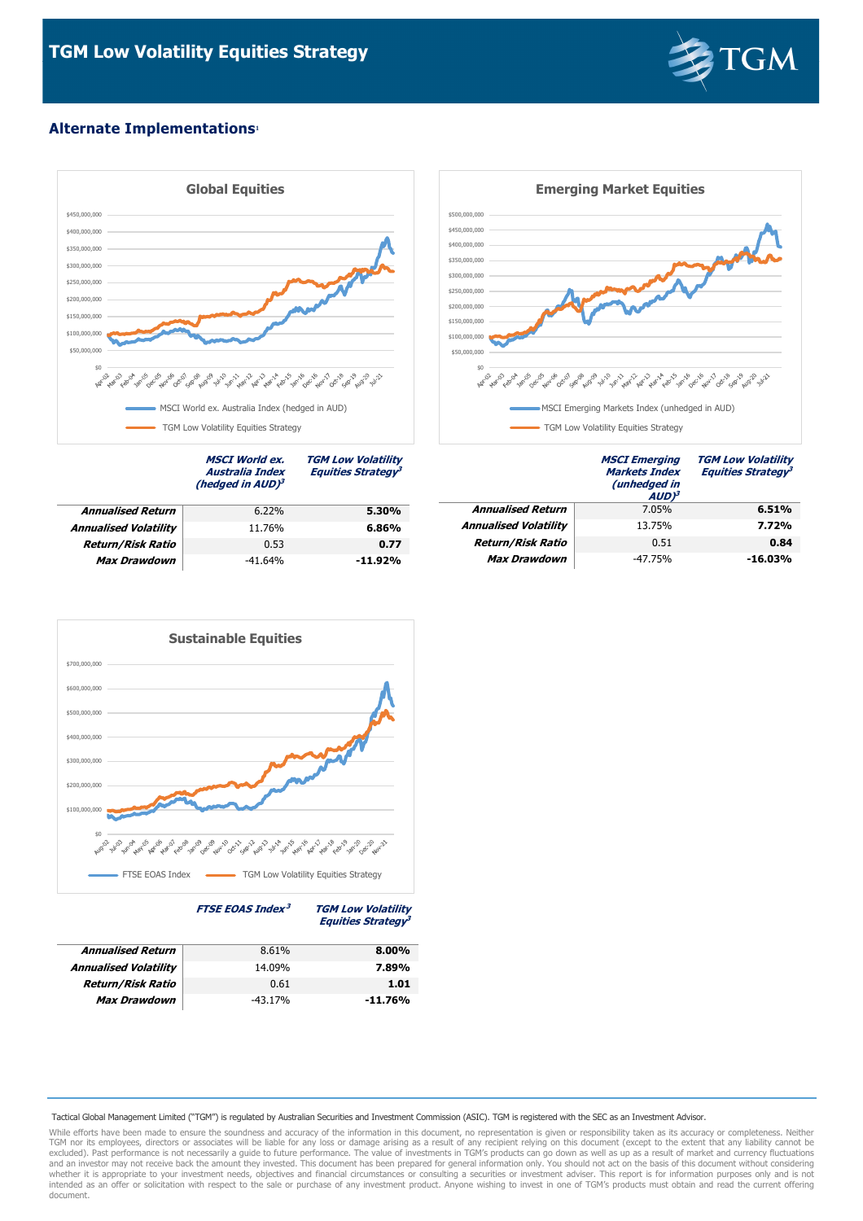## TGM Low Volatility Equities Strategy

### Alternate Implementations[1]

**Global Equities**

$450,000,000
$400,000,000
$350,000,000
$300,000,000
$250,000,000
$200,000,000
$150,000,000
$100,000,000
$50,000,000
$0

Apr-02, Mar-03, Feb-04, Jan-05, Dec-05, Nov-06, Oct-07, Sep-08, Aug-09, Jul-10, Jun-11, May-12, Apr-13, Mar-14, Feb-15, Jan-16, Dec-16, Nov-17, Oct-18, Sep-19, Aug-20, Jul-21

MSCI World ex. Australia Index (hedged in AUD)
TGM Low Volatility Equities Strategy

| | MSCI World ex. Australia Index (hedged in AUD)[3] | TGM Low Volatility Equities Strategy[3] |
|---|---|---|
| ***Annualised Return*** | 6.22% | **5.30%** |
| ***Annualised Volatility*** | 11.76% | **6.86%** |
| ***Return/Risk Ratio*** | 0.53 | **0.77** |
| ***Max Drawdown*** | -41.64% | **-11.92%** |

**Emerging Market Equities**

$500,000,000
$450,000,000
$400,000,000
$350,000,000
$300,000,000
$250,000,000
$200,000,000
$150,000,000
$100,000,000
$50,000,000
$0

Apr-02, Mar-03, Feb-04, Jan-05, Dec-05, Nov-06, Oct-07, Sep-08, Aug-09, Jul-10, Jun-11, May-12, Apr-13, Mar-14, Feb-15, Jan-16, Dec-16, Nov-17, Oct-18, Sep-19, Aug-20, Jul-21

MSCI Emerging Markets Index (unhedged in AUD)
TGM Low Volatility Equities Strategy

| | MSCI Emerging Markets Index (unhedged in AUD)[3] | TGM Low Volatility Equities Strategy[3] |
|---|---|---|
| ***Annualised Return*** | 7.05% | **6.51%** |
| ***Annualised Volatility*** | 13.75% | **7.72%** |
| ***Return/Risk Ratio*** | 0.51 | **0.84** |
| ***Max Drawdown*** | -47.75% | **-16.03%** |

**Sustainable Equities**

$700,000,000
$600,000,000
$500,000,000
$400,000,000
$300,000,000
$200,000,000
$100,000,000
$0

Aug-02, Jul-03, Jun-04, May-05, Apr-06, Mar-07, Feb-08, Jan-09, Dec-09, Nov-10, Oct-11, Sep-12, Aug-13, Jul-14, Jun-15, May-16, Apr-17, Mar-18, Feb-19, Jan-20, Dec-20, Nov-21

FTSE EOAS Index
TGM Low Volatility Equities Strategy

| | FTSE EOAS Index[3] | TGM Low Volatility Equities Strategy[3] |
|---|---|---|
| ***Annualised Return*** | 8.61% | **8.00%** |
| ***Annualised Volatility*** | 14.09% | **7.89%** |
| ***Return/Risk Ratio*** | 0.61 | **1.01** |
| ***Max Drawdown*** | -43.17% | **-11.76%** |

Tactical Global Management Limited ("TGM") is regulated by Australian Securities and Investment Commission (ASIC). TGM is registered with the SEC as an Investment Advisor.

While efforts have been made to ensure the soundness and accuracy of the information in this document, no representation is given or responsibility taken as its accuracy or completeness. Neither TGM nor its employees, directors or associates will be liable for any loss or damage arising as a result of any recipient relying on this document (except to the extent that any liability cannot be excluded). Past performance is not necessarily a guide to future performance. The value of investments in TGM's products can go down as well as up as a result of market and currency fluctuations and an investor may not receive back the amount they invested. This document has been prepared for general information only. You should not act on the basis of this document without considering whether it is appropriate to your investment needs, objectives and financial circumstances or consulting a securities or investment adviser. This report is for information purposes only and is not intended as an offer or solicitation with respect to the sale or purchase of any investment product. Anyone wishing to invest in one of TGM's products must obtain and read the current offering document.